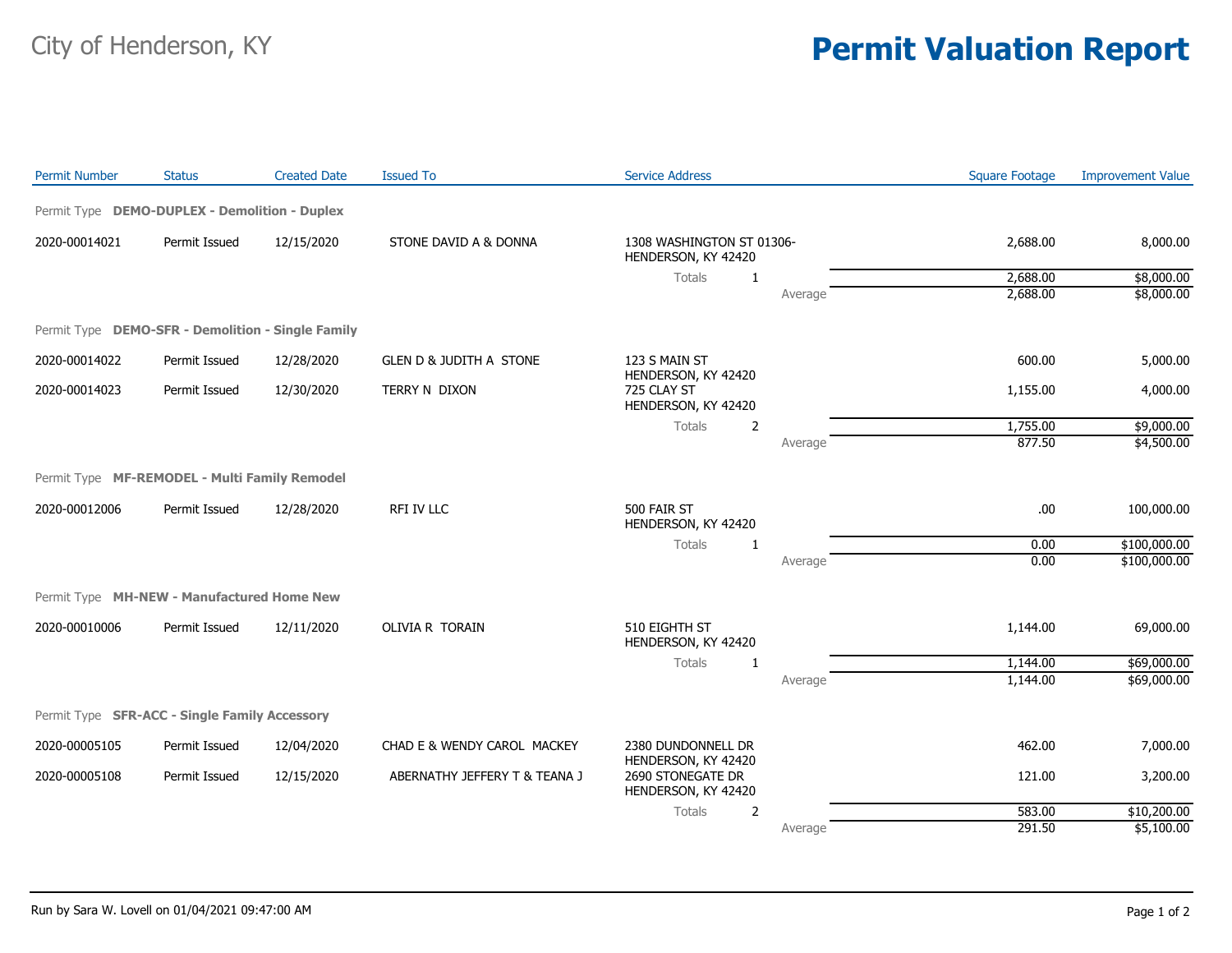City of Henderson, KY

# Permit Valuation Report

| Permit Number | Status | Created Date | Issued To | Service Address | | Square Footage | Improvement Value |
|---|---|---|---|---|---|---|---|
| **Permit Type DEMO-DUPLEX - Demolition - Duplex** | | | | | | | |
| 2020-00014021 | Permit Issued | 12/15/2020 | STONE DAVID A & DONNA | 1308 WASHINGTON ST 01306- HENDERSON, KY 42420 | | 2,688.00 | 8,000.00 |
| | | | | Totals 1 | | 2,688.00 | $8,000.00 |
| | | | | | Average | 2,688.00 | $8,000.00 |
| **Permit Type DEMO-SFR - Demolition - Single Family** | | | | | | | |
| 2020-00014022 | Permit Issued | 12/28/2020 | GLEN D & JUDITH A STONE | 123 S MAIN ST HENDERSON, KY 42420 | | 600.00 | 5,000.00 |
| 2020-00014023 | Permit Issued | 12/30/2020 | TERRY N DIXON | 725 CLAY ST HENDERSON, KY 42420 | | 1,155.00 | 4,000.00 |
| | | | | Totals 2 | | 1,755.00 | $9,000.00 |
| | | | | | Average | 877.50 | $4,500.00 |
| **Permit Type MF-REMODEL - Multi Family Remodel** | | | | | | | |
| 2020-00012006 | Permit Issued | 12/28/2020 | RFI IV LLC | 500 FAIR ST HENDERSON, KY 42420 | | .00 | 100,000.00 |
| | | | | Totals 1 | | 0.00 | $100,000.00 |
| | | | | | Average | 0.00 | $100,000.00 |
| **Permit Type MH-NEW - Manufactured Home New** | | | | | | | |
| 2020-00010006 | Permit Issued | 12/11/2020 | OLIVIA R TORAIN | 510 EIGHTH ST HENDERSON, KY 42420 | | 1,144.00 | 69,000.00 |
| | | | | Totals 1 | | 1,144.00 | $69,000.00 |
| | | | | | Average | 1,144.00 | $69,000.00 |
| **Permit Type SFR-ACC - Single Family Accessory** | | | | | | | |
| 2020-00005105 | Permit Issued | 12/04/2020 | CHAD E & WENDY CAROL MACKEY | 2380 DUNDONNELL DR HENDERSON, KY 42420 | | 462.00 | 7,000.00 |
| 2020-00005108 | Permit Issued | 12/15/2020 | ABERNATHY JEFFERY T & TEANA J | 2690 STONEGATE DR HENDERSON, KY 42420 | | 121.00 | 3,200.00 |
| | | | | Totals 2 | | 583.00 | $10,200.00 |
| | | | | | Average | 291.50 | $5,100.00 |

Run by Sara W. Lovell on 01/04/2021 09:47:00 AM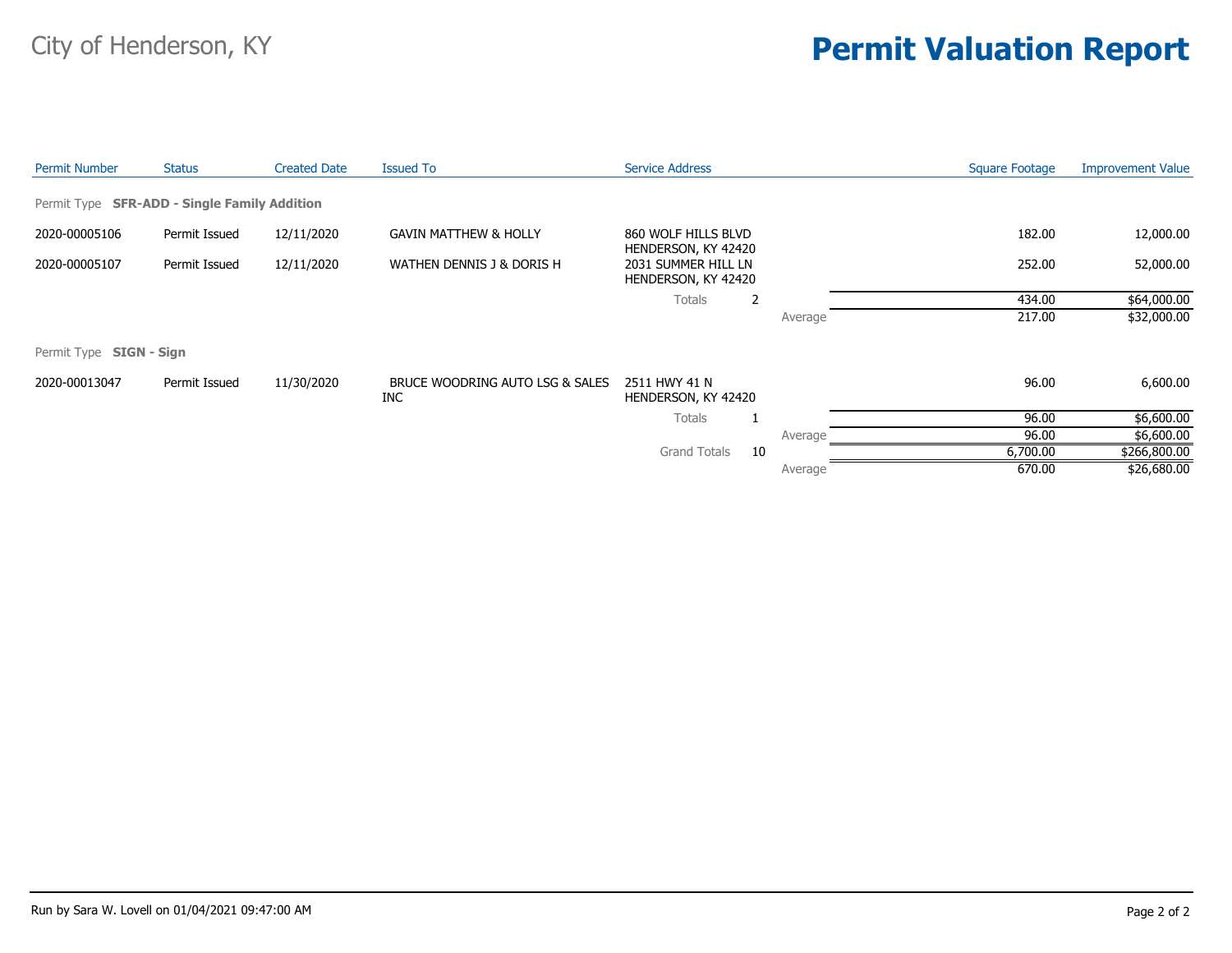City of Henderson, KY

# Permit Valuation Report

| Permit Number | Status | Created Date | Issued To | Service Address | | | Square Footage | Improvement Value |
|---|---|---|---|---|---|---|---|---|
| Permit Type **SFR-ADD - Single Family Addition** | | | | | | | | |
| 2020-00005106 | Permit Issued | 12/11/2020 | GAVIN MATTHEW & HOLLY | 860 WOLF HILLS BLVD HENDERSON, KY 42420 | | | 182.00 | 12,000.00 |
| 2020-00005107 | Permit Issued | 12/11/2020 | WATHEN DENNIS J & DORIS H | 2031 SUMMER HILL LN HENDERSON, KY 42420 | | | 252.00 | 52,000.00 |
| | | | | Totals | 2 | | 434.00 | $64,000.00 |
| | | | | | | Average | 217.00 | $32,000.00 |
| Permit Type **SIGN - Sign** | | | | | | | | |
| 2020-00013047 | Permit Issued | 11/30/2020 | BRUCE WOODRING AUTO LSG & SALES INC | 2511 HWY 41 N HENDERSON, KY 42420 | | | 96.00 | 6,600.00 |
| | | | | Totals | 1 | | 96.00 | $6,600.00 |
| | | | | | | Average | 96.00 | $6,600.00 |
| | | | | Grand Totals | 10 | | 6,700.00 | $266,800.00 |
| | | | | | | Average | 670.00 | $26,680.00 |

Run by Sara W. Lovell on 01/04/2021 09:47:00 AM